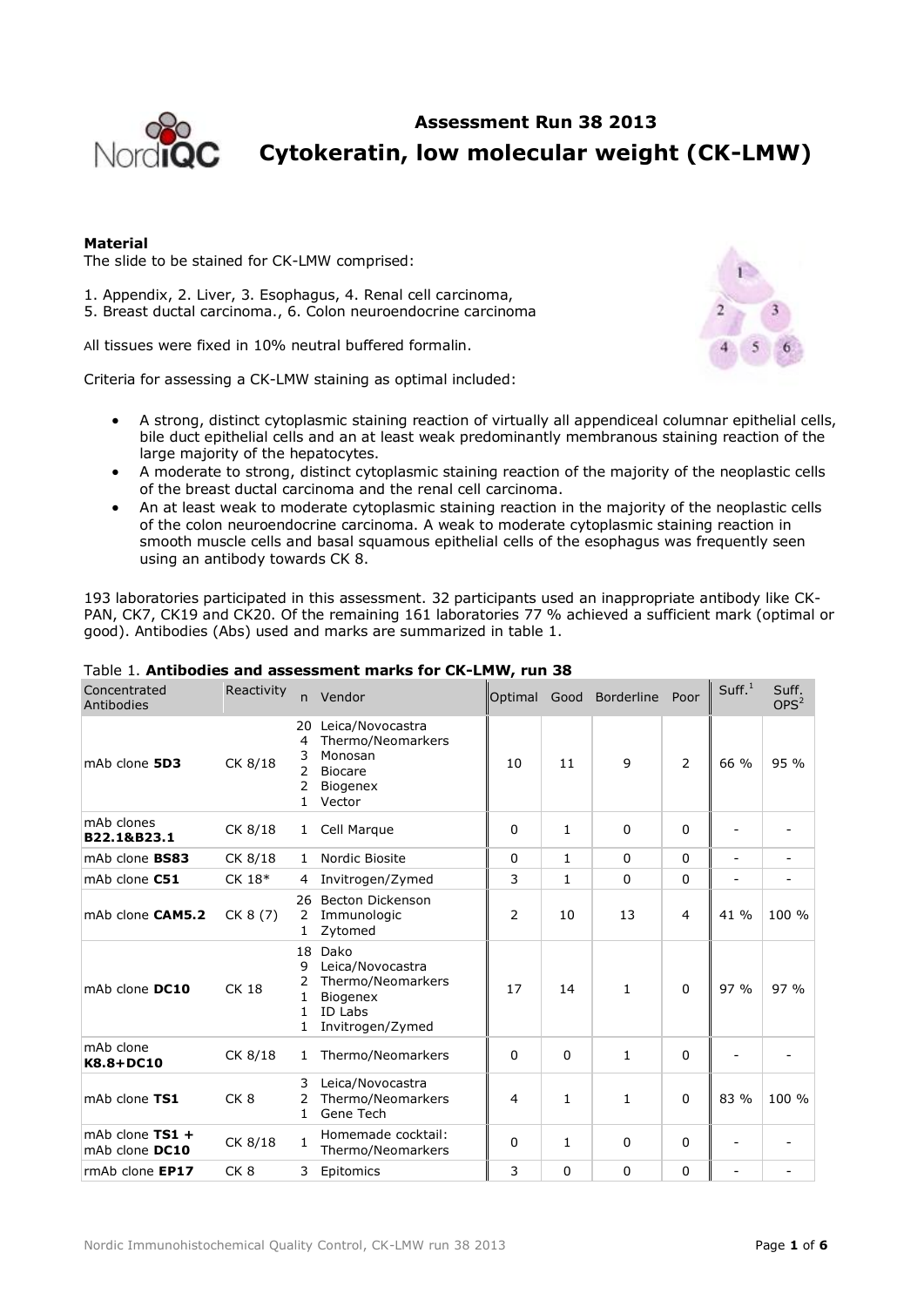# Assessment Run 38 2013

# Cytokeratin, low molecular weight (CK-LMW)

**Material**

The slide to be stained for CK-LMW comprised:

1. Appendix, 2. Liver, 3. Esophagus, 4. Renal cell carcinoma,
5. Breast ductal carcinoma., 6. Colon neuroendocrine carcinoma

All tissues were fixed in 10% neutral buffered formalin.

Criteria for assessing a CK-LMW staining as optimal included:

- A strong, distinct cytoplasmic staining reaction of virtually all appendiceal columnar epithelial cells, bile duct epithelial cells and an at least weak predominantly membranous staining reaction of the large majority of the hepatocytes.
- A moderate to strong, distinct cytoplasmic staining reaction of the majority of the neoplastic cells of the breast ductal carcinoma and the renal cell carcinoma.
- An at least weak to moderate cytoplasmic staining reaction in the majority of the neoplastic cells of the colon neuroendocrine carcinoma. A weak to moderate cytoplasmic staining reaction in smooth muscle cells and basal squamous epithelial cells of the esophagus was frequently seen using an antibody towards CK 8.

193 laboratories participated in this assessment. 32 participants used an inappropriate antibody like CK-PAN, CK7, CK19 and CK20. Of the remaining 161 laboratories 77 % achieved a sufficient mark (optimal or good). Antibodies (Abs) used and marks are summarized in table 1.

Table 1. **Antibodies and assessment marks for CK-LMW, run 38**

| Concentrated Antibodies | Reactivity | n | Vendor | Optimal | Good | Borderline | Poor | Suff.[1] | Suff. OPS[2] |
|---|---|---|---|---|---|---|---|---|---|
| mAb clone **5D3** | CK 8/18 | 20<br>4<br>3<br>2<br>2<br>1 | Leica/Novocastra<br>Thermo/Neomarkers<br>Monosan<br>Biocare<br>Biogenex<br>Vector | 10 | 11 | 9 | 2 | 66 % | 95 % |
| mAb clones **B22.1&B23.1** | CK 8/18 | 1 | Cell Marque | 0 | 1 | 0 | 0 | - | - |
| mAb clone **BS83** | CK 8/18 | 1 | Nordic Biosite | 0 | 1 | 0 | 0 | - | - |
| mAb clone **C51** | CK 18* | 4 | Invitrogen/Zymed | 3 | 1 | 0 | 0 | - | - |
| mAb clone **CAM5.2** | CK 8 (7) | 26<br>2<br>1 | Becton Dickenson<br>Immunologic<br>Zytomed | 2 | 10 | 13 | 4 | 41 % | 100 % |
| mAb clone **DC10** | CK 18 | 18<br>9<br>2<br>1<br>1<br>1 | Dako<br>Leica/Novocastra<br>Thermo/Neomarkers<br>Biogenex<br>ID Labs<br>Invitrogen/Zymed | 17 | 14 | 1 | 0 | 97 % | 97 % |
| mAb clone **K8.8+DC10** | CK 8/18 | 1 | Thermo/Neomarkers | 0 | 0 | 1 | 0 | - | - |
| mAb clone **TS1** | CK 8 | 3<br>2<br>1 | Leica/Novocastra<br>Thermo/Neomarkers<br>Gene Tech | 4 | 1 | 1 | 0 | 83 % | 100 % |
| mAb clone **TS1** + mAb clone **DC10** | CK 8/18 | 1 | Homemade cocktail: Thermo/Neomarkers | 0 | 1 | 0 | 0 | - | - |
| rmAb clone **EP17** | CK 8 | 3 | Epitomics | 3 | 0 | 0 | 0 | - | - |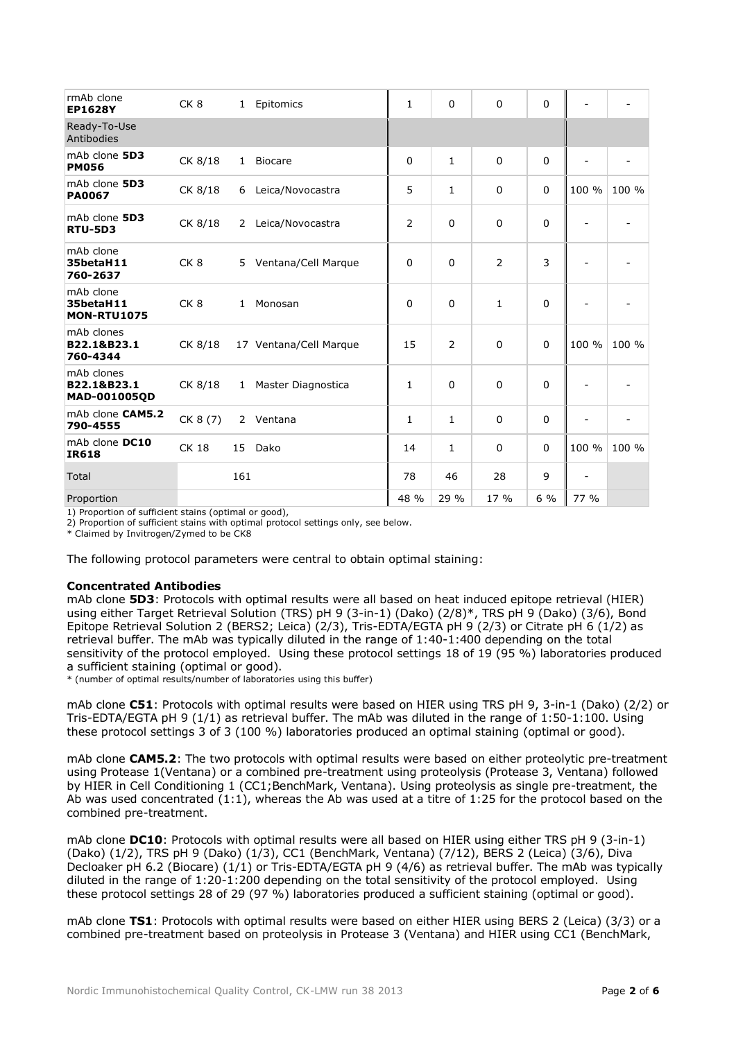| | | | | | | | | |
|---|---|---|---|---|---|---|---|---|
| rmAb clone **EP1628Y** | CK 8 | 1 Epitomics | 1 | 0 | 0 | 0 | - | - |
| Ready-To-Use Antibodies | | | | | | | | |
| mAb clone **5D3** **PM056** | CK 8/18 | 1 Biocare | 0 | 1 | 0 | 0 | - | - |
| mAb clone **5D3** **PA0067** | CK 8/18 | 6 Leica/Novocastra | 5 | 1 | 0 | 0 | 100 % | 100 % |
| mAb clone **5D3** **RTU-5D3** | CK 8/18 | 2 Leica/Novocastra | 2 | 0 | 0 | 0 | - | - |
| mAb clone **35betaH11** **760-2637** | CK 8 | 5 Ventana/Cell Marque | 0 | 0 | 2 | 3 | - | - |
| mAb clone **35betaH11** **MON-RTU1075** | CK 8 | 1 Monosan | 0 | 0 | 1 | 0 | - | - |
| mAb clones **B22.1&B23.1** **760-4344** | CK 8/18 | 17 Ventana/Cell Marque | 15 | 2 | 0 | 0 | 100 % | 100 % |
| mAb clones **B22.1&B23.1** **MAD-001005QD** | CK 8/18 | 1 Master Diagnostica | 1 | 0 | 0 | 0 | - | - |
| mAb clone **CAM5.2** **790-4555** | CK 8 (7) | 2 Ventana | 1 | 1 | 0 | 0 | - | - |
| mAb clone **DC10** **IR618** | CK 18 | 15 Dako | 14 | 1 | 0 | 0 | 100 % | 100 % |
| Total | | 161 | 78 | 46 | 28 | 9 | - | |
| Proportion | | | 48 % | 29 % | 17 % | 6 % | 77 % | |

1) Proportion of sufficient stains (optimal or good),
2) Proportion of sufficient stains with optimal protocol settings only, see below.
* Claimed by Invitrogen/Zymed to be CK8

The following protocol parameters were central to obtain optimal staining:

**Concentrated Antibodies**
mAb clone **5D3**: Protocols with optimal results were all based on heat induced epitope retrieval (HIER) using either Target Retrieval Solution (TRS) pH 9 (3-in-1) (Dako) (2/8)*, TRS pH 9 (Dako) (3/6), Bond Epitope Retrieval Solution 2 (BERS2; Leica) (2/3), Tris-EDTA/EGTA pH 9 (2/3) or Citrate pH 6 (1/2) as retrieval buffer. The mAb was typically diluted in the range of 1:40-1:400 depending on the total sensitivity of the protocol employed. Using these protocol settings 18 of 19 (95 %) laboratories produced a sufficient staining (optimal or good).
* (number of optimal results/number of laboratories using this buffer)

mAb clone **C51**: Protocols with optimal results were based on HIER using TRS pH 9, 3-in-1 (Dako) (2/2) or Tris-EDTA/EGTA pH 9 (1/1) as retrieval buffer. The mAb was diluted in the range of 1:50-1:100. Using these protocol settings 3 of 3 (100 %) laboratories produced an optimal staining (optimal or good).

mAb clone **CAM5.2**: The two protocols with optimal results were based on either proteolytic pre-treatment using Protease 1(Ventana) or a combined pre-treatment using proteolysis (Protease 3, Ventana) followed by HIER in Cell Conditioning 1 (CC1;BenchMark, Ventana). Using proteolysis as single pre-treatment, the Ab was used concentrated (1:1), whereas the Ab was used at a titre of 1:25 for the protocol based on the combined pre-treatment.

mAb clone **DC10**: Protocols with optimal results were all based on HIER using either TRS pH 9 (3-in-1) (Dako) (1/2), TRS pH 9 (Dako) (1/3), CC1 (BenchMark, Ventana) (7/12), BERS 2 (Leica) (3/6), Diva Decloaker pH 6.2 (Biocare) (1/1) or Tris-EDTA/EGTA pH 9 (4/6) as retrieval buffer. The mAb was typically diluted in the range of 1:20-1:200 depending on the total sensitivity of the protocol employed. Using these protocol settings 28 of 29 (97 %) laboratories produced a sufficient staining (optimal or good).

mAb clone **TS1**: Protocols with optimal results were based on either HIER using BERS 2 (Leica) (3/3) or a combined pre-treatment based on proteolysis in Protease 3 (Ventana) and HIER using CC1 (BenchMark,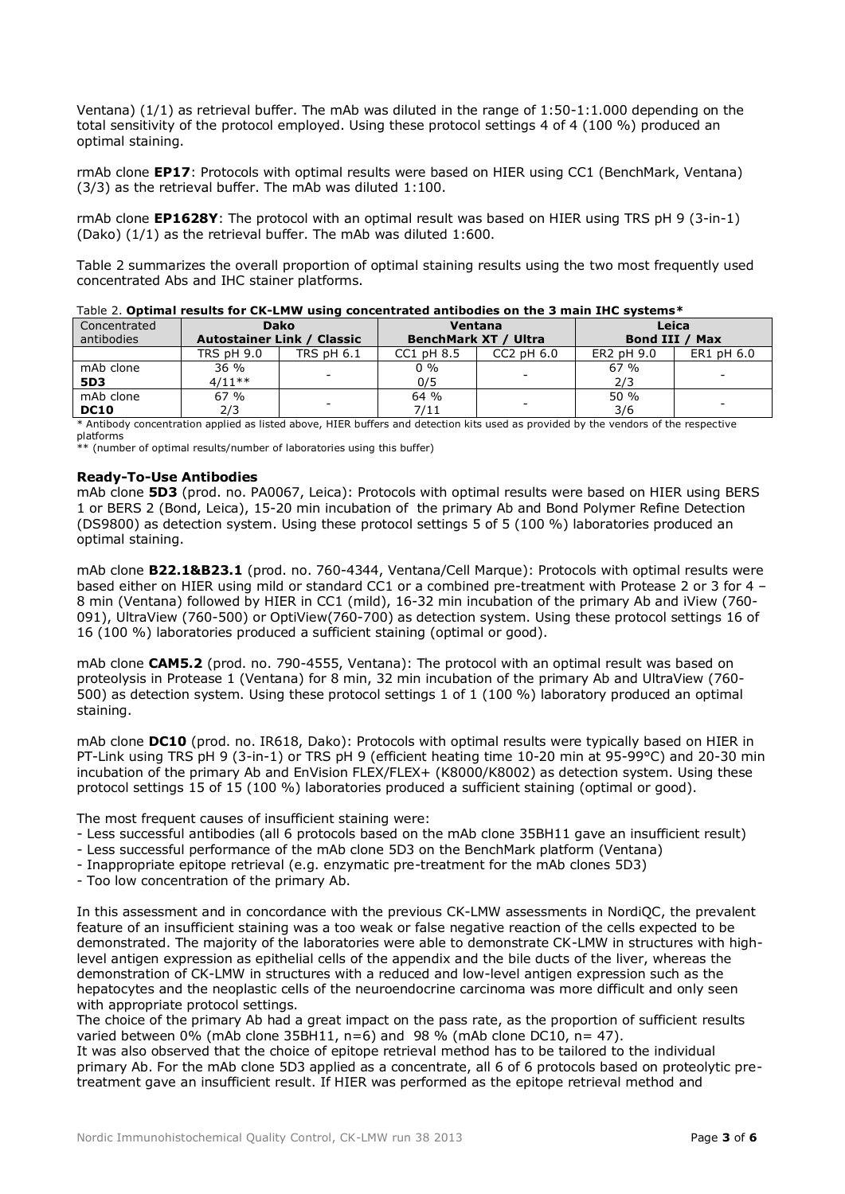Ventana) (1/1) as retrieval buffer. The mAb was diluted in the range of 1:50-1:1.000 depending on the total sensitivity of the protocol employed. Using these protocol settings 4 of 4 (100 %) produced an optimal staining.

rmAb clone **EP17**: Protocols with optimal results were based on HIER using CC1 (BenchMark, Ventana) (3/3) as the retrieval buffer. The mAb was diluted 1:100.

rmAb clone **EP1628Y**: The protocol with an optimal result was based on HIER using TRS pH 9 (3-in-1) (Dako) (1/1) as the retrieval buffer. The mAb was diluted 1:600.

Table 2 summarizes the overall proportion of optimal staining results using the two most frequently used concentrated Abs and IHC stainer platforms.

Table 2. **Optimal results for CK-LMW using concentrated antibodies on the 3 main IHC systems***

| Concentrated antibodies | **Dako Autostainer Link / Classic** | | **Ventana BenchMark XT / Ultra** | | **Leica Bond III / Max** | |
|---|---|---|---|---|---|---|
| | TRS pH 9.0 | TRS pH 6.1 | CC1 pH 8.5 | CC2 pH 6.0 | ER2 pH 9.0 | ER1 pH 6.0 |
| mAb clone **5D3** | 36 % 4/11** | - | 0 % 0/5 | - | 67 % 2/3 | - |
| mAb clone **DC10** | 67 % 2/3 | - | 64 % 7/11 | - | 50 % 3/6 | - |

* Antibody concentration applied as listed above, HIER buffers and detection kits used as provided by the vendors of the respective platforms
** (number of optimal results/number of laboratories using this buffer)

**Ready-To-Use Antibodies**

mAb clone **5D3** (prod. no. PA0067, Leica): Protocols with optimal results were based on HIER using BERS 1 or BERS 2 (Bond, Leica), 15-20 min incubation of the primary Ab and Bond Polymer Refine Detection (DS9800) as detection system. Using these protocol settings 5 of 5 (100 %) laboratories produced an optimal staining.

mAb clone **B22.1&B23.1** (prod. no. 760-4344, Ventana/Cell Marque): Protocols with optimal results were based either on HIER using mild or standard CC1 or a combined pre-treatment with Protease 2 or 3 for 4 – 8 min (Ventana) followed by HIER in CC1 (mild), 16-32 min incubation of the primary Ab and iView (760-091), UltraView (760-500) or OptiView(760-700) as detection system. Using these protocol settings 16 of 16 (100 %) laboratories produced a sufficient staining (optimal or good).

mAb clone **CAM5.2** (prod. no. 790-4555, Ventana): The protocol with an optimal result was based on proteolysis in Protease 1 (Ventana) for 8 min, 32 min incubation of the primary Ab and UltraView (760-500) as detection system. Using these protocol settings 1 of 1 (100 %) laboratory produced an optimal staining.

mAb clone **DC10** (prod. no. IR618, Dako): Protocols with optimal results were typically based on HIER in PT-Link using TRS pH 9 (3-in-1) or TRS pH 9 (efficient heating time 10-20 min at 95-99°C) and 20-30 min incubation of the primary Ab and EnVision FLEX/FLEX+ (K8000/K8002) as detection system. Using these protocol settings 15 of 15 (100 %) laboratories produced a sufficient staining (optimal or good).

The most frequent causes of insufficient staining were:
- Less successful antibodies (all 6 protocols based on the mAb clone 35BH11 gave an insufficient result)
- Less successful performance of the mAb clone 5D3 on the BenchMark platform (Ventana)
- Inappropriate epitope retrieval (e.g. enzymatic pre-treatment for the mAb clones 5D3)
- Too low concentration of the primary Ab.

In this assessment and in concordance with the previous CK-LMW assessments in NordiQC, the prevalent feature of an insufficient staining was a too weak or false negative reaction of the cells expected to be demonstrated. The majority of the laboratories were able to demonstrate CK-LMW in structures with high-level antigen expression as epithelial cells of the appendix and the bile ducts of the liver, whereas the demonstration of CK-LMW in structures with a reduced and low-level antigen expression such as the hepatocytes and the neoplastic cells of the neuroendocrine carcinoma was more difficult and only seen with appropriate protocol settings.

The choice of the primary Ab had a great impact on the pass rate, as the proportion of sufficient results varied between 0% (mAb clone 35BH11, n=6) and 98 % (mAb clone DC10, n= 47).

It was also observed that the choice of epitope retrieval method has to be tailored to the individual primary Ab. For the mAb clone 5D3 applied as a concentrate, all 6 of 6 protocols based on proteolytic pre-treatment gave an insufficient result. If HIER was performed as the epitope retrieval method and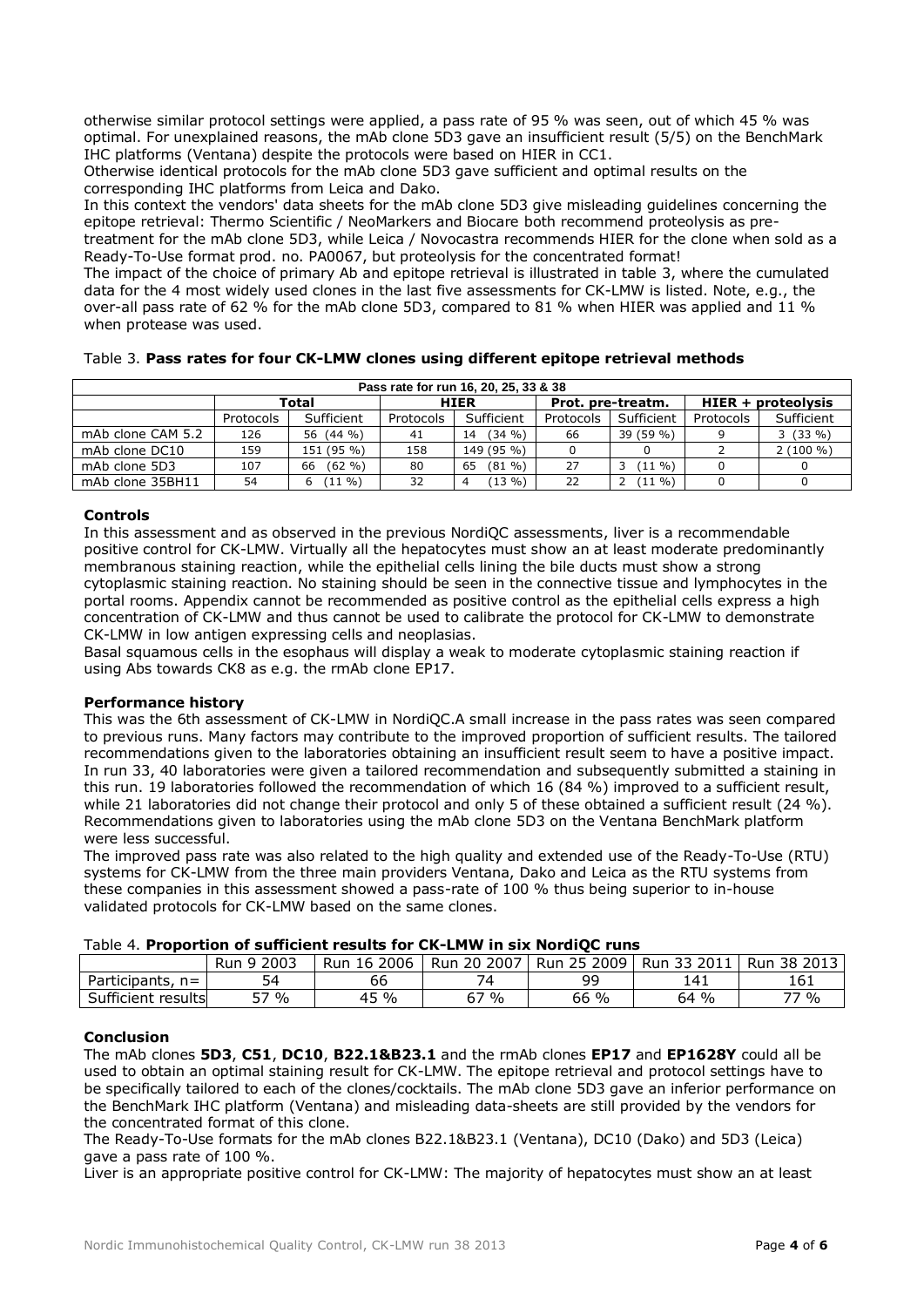otherwise similar protocol settings were applied, a pass rate of 95 % was seen, out of which 45 % was optimal. For unexplained reasons, the mAb clone 5D3 gave an insufficient result (5/5) on the BenchMark IHC platforms (Ventana) despite the protocols were based on HIER in CC1.
Otherwise identical protocols for the mAb clone 5D3 gave sufficient and optimal results on the corresponding IHC platforms from Leica and Dako.
In this context the vendors' data sheets for the mAb clone 5D3 give misleading guidelines concerning the epitope retrieval: Thermo Scientific / NeoMarkers and Biocare both recommend proteolysis as pre-treatment for the mAb clone 5D3, while Leica / Novocastra recommends HIER for the clone when sold as a Ready-To-Use format prod. no. PA0067, but proteolysis for the concentrated format!
The impact of the choice of primary Ab and epitope retrieval is illustrated in table 3, where the cumulated data for the 4 most widely used clones in the last five assessments for CK-LMW is listed. Note, e.g., the over-all pass rate of 62 % for the mAb clone 5D3, compared to 81 % when HIER was applied and 11 % when protease was used.

Table 3. **Pass rates for four CK-LMW clones using different epitope retrieval methods**

| Pass rate for run 16, 20, 25, 33 & 38 | | | | | | | | |
|---|---|---|---|---|---|---|---|---|
| | Total | | HIER | | Prot. pre-treatm. | | HIER + proteolysis | |
| | Protocols | Sufficient | Protocols | Sufficient | Protocols | Sufficient | Protocols | Sufficient |
| mAb clone CAM 5.2 | 126 | 56 (44 %) | 41 | 14 (34 %) | 66 | 39 (59 %) | 9 | 3 (33 %) |
| mAb clone DC10 | 159 | 151 (95 %) | 158 | 149 (95 %) | 0 | 0 | 2 | 2 (100 %) |
| mAb clone 5D3 | 107 | 66 (62 %) | 80 | 65 (81 %) | 27 | 3 (11 %) | 0 | 0 |
| mAb clone 35BH11 | 54 | 6 (11 %) | 32 | 4 (13 %) | 22 | 2 (11 %) | 0 | 0 |

**Controls**

In this assessment and as observed in the previous NordiQC assessments, liver is a recommendable positive control for CK-LMW. Virtually all the hepatocytes must show an at least moderate predominantly membranous staining reaction, while the epithelial cells lining the bile ducts must show a strong cytoplasmic staining reaction. No staining should be seen in the connective tissue and lymphocytes in the portal rooms. Appendix cannot be recommended as positive control as the epithelial cells express a high concentration of CK-LMW and thus cannot be used to calibrate the protocol for CK-LMW to demonstrate CK-LMW in low antigen expressing cells and neoplasias.
Basal squamous cells in the esophaus will display a weak to moderate cytoplasmic staining reaction if using Abs towards CK8 as e.g. the rmAb clone EP17.

**Performance history**

This was the 6th assessment of CK-LMW in NordiQC.A small increase in the pass rates was seen compared to previous runs. Many factors may contribute to the improved proportion of sufficient results. The tailored recommendations given to the laboratories obtaining an insufficient result seem to have a positive impact. In run 33, 40 laboratories were given a tailored recommendation and subsequently submitted a staining in this run. 19 laboratories followed the recommendation of which 16 (84 %) improved to a sufficient result, while 21 laboratories did not change their protocol and only 5 of these obtained a sufficient result (24 %). Recommendations given to laboratories using the mAb clone 5D3 on the Ventana BenchMark platform were less successful.
The improved pass rate was also related to the high quality and extended use of the Ready-To-Use (RTU) systems for CK-LMW from the three main providers Ventana, Dako and Leica as the RTU systems from these companies in this assessment showed a pass-rate of 100 % thus being superior to in-house validated protocols for CK-LMW based on the same clones.

Table 4. **Proportion of sufficient results for CK-LMW in six NordiQC runs**

| | Run 9 2003 | Run 16 2006 | Run 20 2007 | Run 25 2009 | Run 33 2011 | Run 38 2013 |
|---|---|---|---|---|---|---|
| Participants, n= | 54 | 66 | 74 | 99 | 141 | 161 |
| Sufficient results | 57 % | 45 % | 67 % | 66 % | 64 % | 77 % |

**Conclusion**

The mAb clones **5D3**, **C51**, **DC10**, **B22.1&B23.1** and the rmAb clones **EP17** and **EP1628Y** could all be used to obtain an optimal staining result for CK-LMW. The epitope retrieval and protocol settings have to be specifically tailored to each of the clones/cocktails. The mAb clone 5D3 gave an inferior performance on the BenchMark IHC platform (Ventana) and misleading data-sheets are still provided by the vendors for the concentrated format of this clone.
The Ready-To-Use formats for the mAb clones B22.1&B23.1 (Ventana), DC10 (Dako) and 5D3 (Leica) gave a pass rate of 100 %.
Liver is an appropriate positive control for CK-LMW: The majority of hepatocytes must show an at least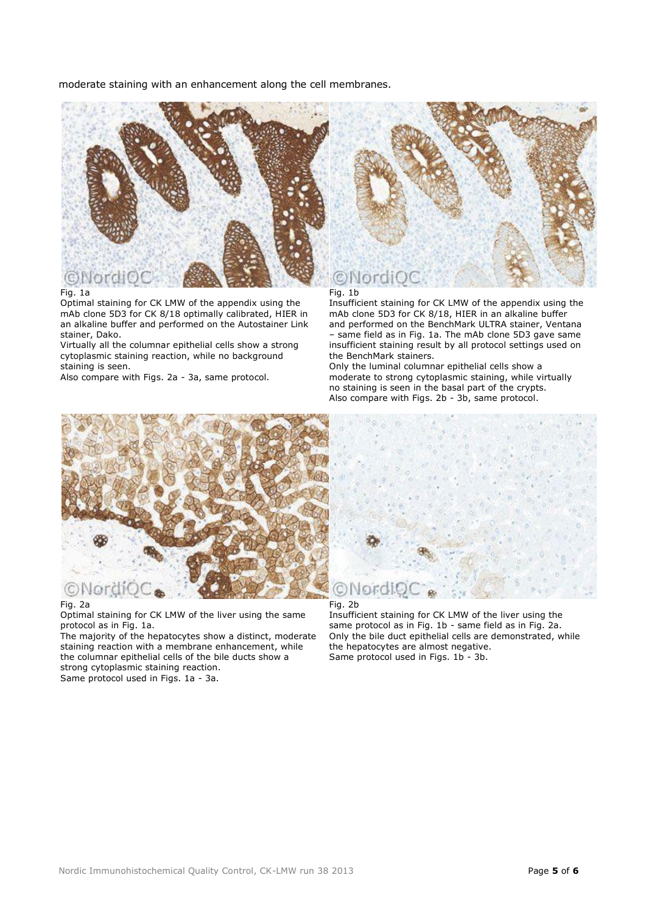moderate staining with an enhancement along the cell membranes.

Fig. 1a
Optimal staining for CK LMW of the appendix using the mAb clone 5D3 for CK 8/18 optimally calibrated, HIER in an alkaline buffer and performed on the Autostainer Link stainer, Dako.
Virtually all the columnar epithelial cells show a strong cytoplasmic staining reaction, while no background staining is seen.
Also compare with Figs. 2a - 3a, same protocol.

Fig. 1b
Insufficient staining for CK LMW of the appendix using the mAb clone 5D3 for CK 8/18, HIER in an alkaline buffer and performed on the BenchMark ULTRA stainer, Ventana – same field as in Fig. 1a. The mAb clone 5D3 gave same insufficient staining result by all protocol settings used on the BenchMark stainers.
Only the luminal columnar epithelial cells show a moderate to strong cytoplasmic staining, while virtually no staining is seen in the basal part of the crypts.
Also compare with Figs. 2b - 3b, same protocol.

Fig. 2a
Optimal staining for CK LMW of the liver using the same protocol as in Fig. 1a.
The majority of the hepatocytes show a distinct, moderate staining reaction with a membrane enhancement, while the columnar epithelial cells of the bile ducts show a strong cytoplasmic staining reaction.
Same protocol used in Figs. 1a - 3a.

Fig. 2b
Insufficient staining for CK LMW of the liver using the same protocol as in Fig. 1b - same field as in Fig. 2a.
Only the bile duct epithelial cells are demonstrated, while the hepatocytes are almost negative.
Same protocol used in Figs. 1b - 3b.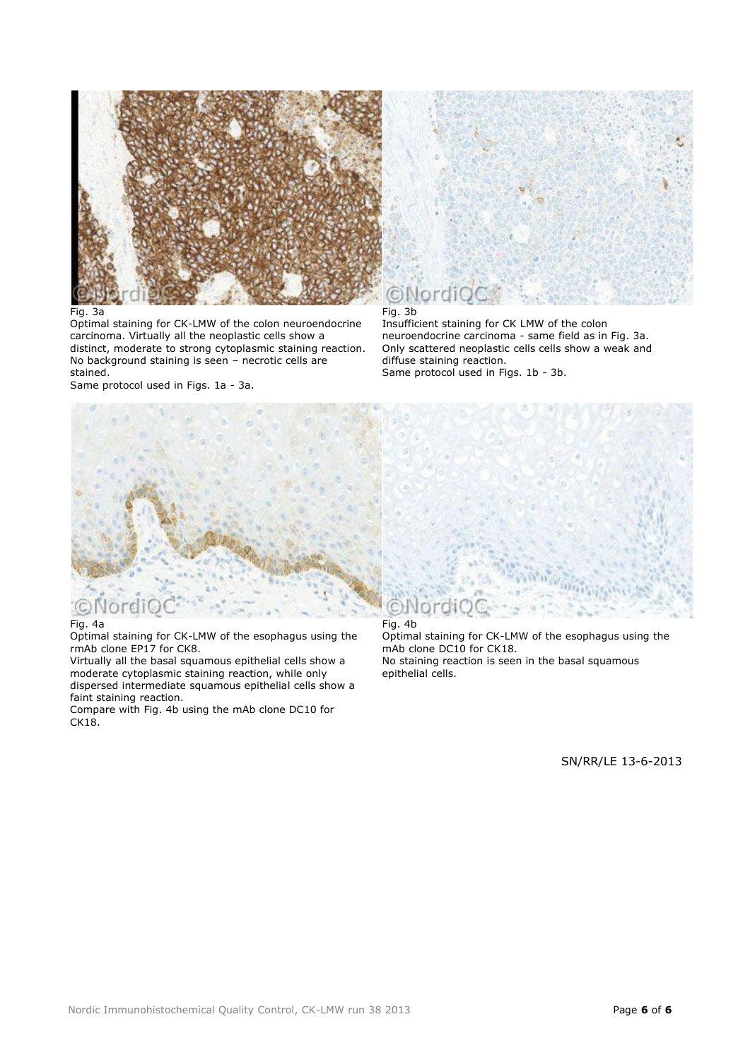Fig. 3a
Optimal staining for CK-LMW of the colon neuroendocrine carcinoma. Virtually all the neoplastic cells show a distinct, moderate to strong cytoplasmic staining reaction. No background staining is seen – necrotic cells are stained.
Same protocol used in Figs. 1a - 3a.

Fig. 3b
Insufficient staining for CK LMW of the colon neuroendocrine carcinoma - same field as in Fig. 3a. Only scattered neoplastic cells cells show a weak and diffuse staining reaction.
Same protocol used in Figs. 1b - 3b.

Fig. 4a
Optimal staining for CK-LMW of the esophagus using the rmAb clone EP17 for CK8.
Virtually all the basal squamous epithelial cells show a moderate cytoplasmic staining reaction, while only dispersed intermediate squamous epithelial cells show a faint staining reaction.
Compare with Fig. 4b using the mAb clone DC10 for CK18.

Fig. 4b
Optimal staining for CK-LMW of the esophagus using the mAb clone DC10 for CK18.
No staining reaction is seen in the basal squamous epithelial cells.

SN/RR/LE 13-6-2013